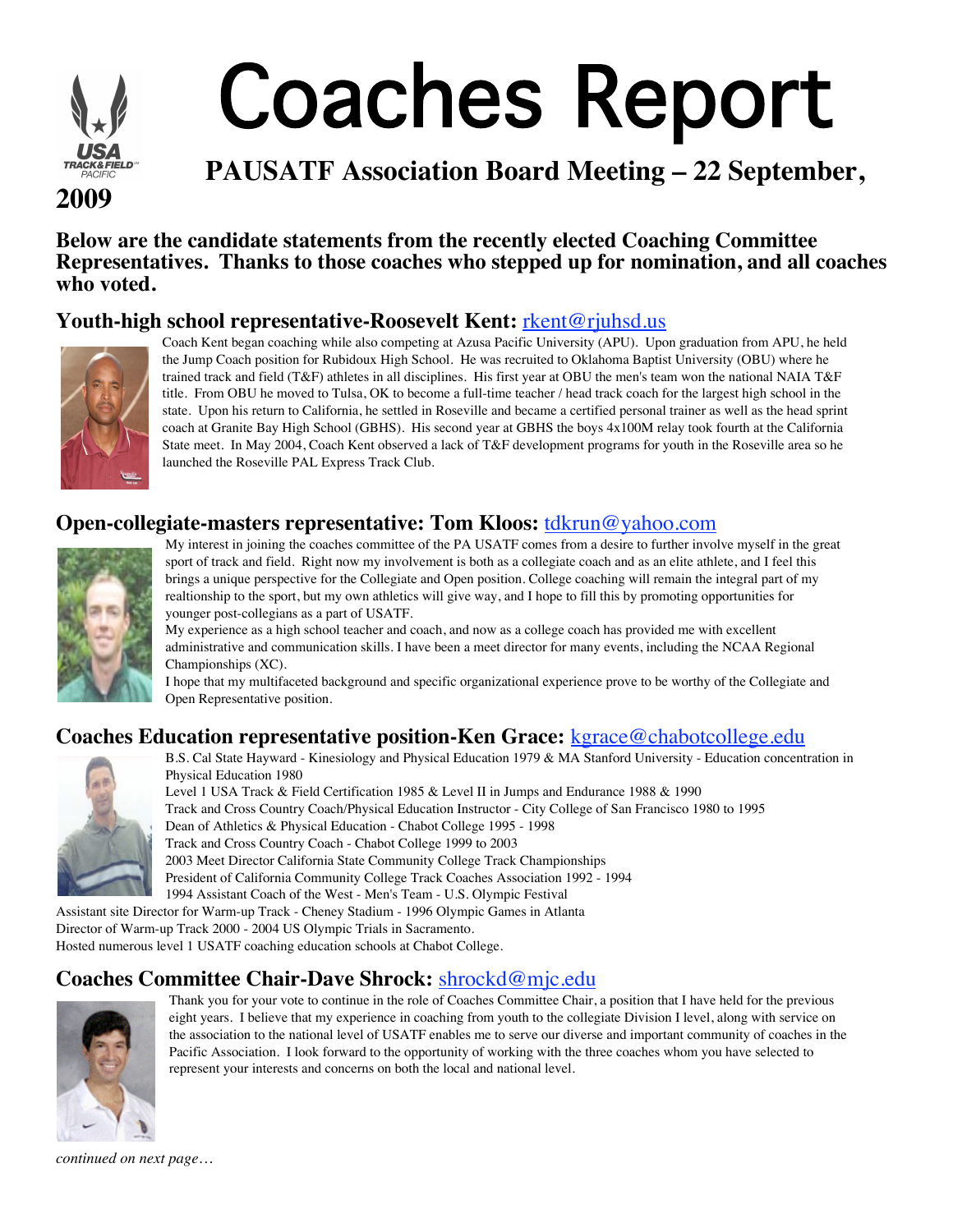# Coaches Report

## PAUSATF Association Board Meeting – 22 September, 2009

**Below are the candidate statements from the recently elected Coaching Committee Representatives. Thanks to those coaches who stepped up for nomination, and all coaches who voted.**

### Youth-high school representative-Roosevelt Kent: rkent@rjuhsd.us

Coach Kent began coaching while also competing at Azusa Pacific University (APU). Upon graduation from APU, he held the Jump Coach position for Rubidoux High School. He was recruited to Oklahoma Baptist University (OBU) where he trained track and field (T&F) athletes in all disciplines. His first year at OBU the men's team won the national NAIA T&F title. From OBU he moved to Tulsa, OK to become a full-time teacher / head track coach for the largest high school in the state. Upon his return to California, he settled in Roseville and became a certified personal trainer as well as the head sprint coach at Granite Bay High School (GBHS). His second year at GBHS the boys 4x100M relay took fourth at the California State meet. In May 2004, Coach Kent observed a lack of T&F development programs for youth in the Roseville area so he launched the Roseville PAL Express Track Club.

### Open-collegiate-masters representative: Tom Kloos: tdkrun@yahoo.com

My interest in joining the coaches committee of the PA USATF comes from a desire to further involve myself in the great sport of track and field. Right now my involvement is both as a collegiate coach and as an elite athlete, and I feel this brings a unique perspective for the Collegiate and Open position. College coaching will remain the integral part of my realtionship to the sport, but my own athletics will give way, and I hope to fill this by promoting opportunities for younger post-collegians as a part of USATF.

My experience as a high school teacher and coach, and now as a college coach has provided me with excellent administrative and communication skills. I have been a meet director for many events, including the NCAA Regional Championships (XC).

I hope that my multifaceted background and specific organizational experience prove to be worthy of the Collegiate and Open Representative position.

### Coaches Education representative position-Ken Grace: kgrace@chabotcollege.edu

B.S. Cal State Hayward - Kinesiology and Physical Education 1979 & MA Stanford University - Education concentration in Physical Education 1980
Level 1 USA Track & Field Certification 1985 & Level II in Jumps and Endurance 1988 & 1990
Track and Cross Country Coach/Physical Education Instructor - City College of San Francisco 1980 to 1995
Dean of Athletics & Physical Education - Chabot College 1995 - 1998
Track and Cross Country Coach - Chabot College 1999 to 2003
2003 Meet Director California State Community College Track Championships
President of California Community College Track Coaches Association 1992 - 1994
1994 Assistant Coach of the West - Men's Team - U.S. Olympic Festival
Assistant site Director for Warm-up Track - Cheney Stadium - 1996 Olympic Games in Atlanta
Director of Warm-up Track 2000 - 2004 US Olympic Trials in Sacramento.
Hosted numerous level 1 USATF coaching education schools at Chabot College.

### Coaches Committee Chair-Dave Shrock: shrockd@mjc.edu

Thank you for your vote to continue in the role of Coaches Committee Chair, a position that I have held for the previous eight years. I believe that my experience in coaching from youth to the collegiate Division I level, along with service on the association to the national level of USATF enables me to serve our diverse and important community of coaches in the Pacific Association. I look forward to the opportunity of working with the three coaches whom you have selected to represent your interests and concerns on both the local and national level.

*continued on next page…*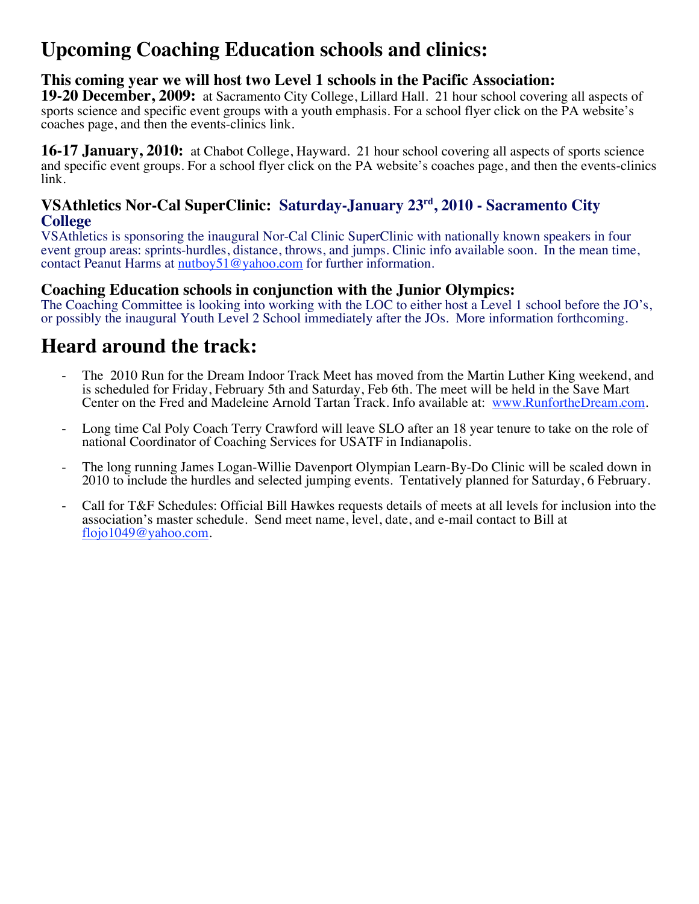# Upcoming Coaching Education schools and clinics:

### This coming year we will host two Level 1 schools in the Pacific Association:

**19-20 December, 2009:** at Sacramento City College, Lillard Hall. 21 hour school covering all aspects of sports science and specific event groups with a youth emphasis. For a school flyer click on the PA website's coaches page, and then the events-clinics link.

**16-17 January, 2010:** at Chabot College, Hayward. 21 hour school covering all aspects of sports science and specific event groups. For a school flyer click on the PA website's coaches page, and then the events-clinics link.

### VSAthletics Nor-Cal SuperClinic: Saturday-January 23rd, 2010 - Sacramento City College

VSAthletics is sponsoring the inaugural Nor-Cal Clinic SuperClinic with nationally known speakers in four event group areas: sprints-hurdles, distance, throws, and jumps. Clinic info available soon. In the mean time, contact Peanut Harms at nutboy51@yahoo.com for further information.

### Coaching Education schools in conjunction with the Junior Olympics:

The Coaching Committee is looking into working with the LOC to either host a Level 1 school before the JO's, or possibly the inaugural Youth Level 2 School immediately after the JOs. More information forthcoming.

# Heard around the track:

- The 2010 Run for the Dream Indoor Track Meet has moved from the Martin Luther King weekend, and is scheduled for Friday, February 5th and Saturday, Feb 6th. The meet will be held in the Save Mart Center on the Fred and Madeleine Arnold Tartan Track. Info available at: www.RunfortheDream.com.
- Long time Cal Poly Coach Terry Crawford will leave SLO after an 18 year tenure to take on the role of national Coordinator of Coaching Services for USATF in Indianapolis.
- The long running James Logan-Willie Davenport Olympian Learn-By-Do Clinic will be scaled down in 2010 to include the hurdles and selected jumping events. Tentatively planned for Saturday, 6 February.
- Call for T&F Schedules: Official Bill Hawkes requests details of meets at all levels for inclusion into the association's master schedule. Send meet name, level, date, and e-mail contact to Bill at flojo1049@yahoo.com.